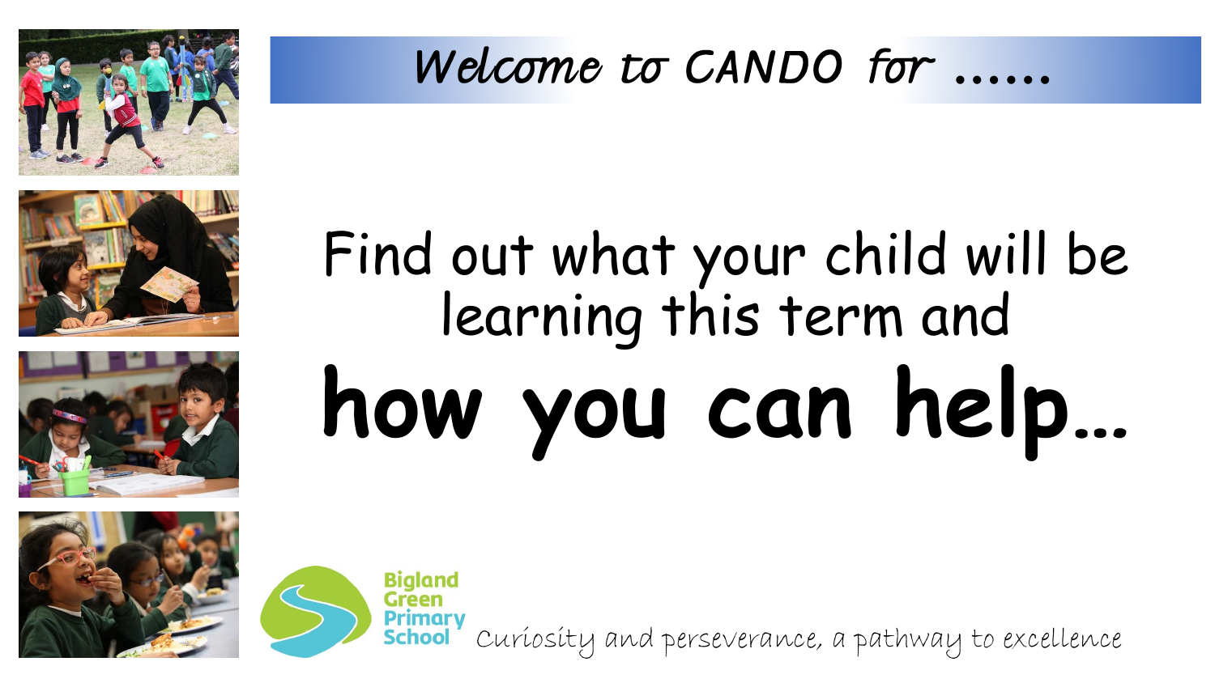# Welcome to CANDO for ......

Find out what your child will be learning this term and

**how you can help...**

Bigland Green Primary School

*Curiosity and perseverance, a pathway to excellence*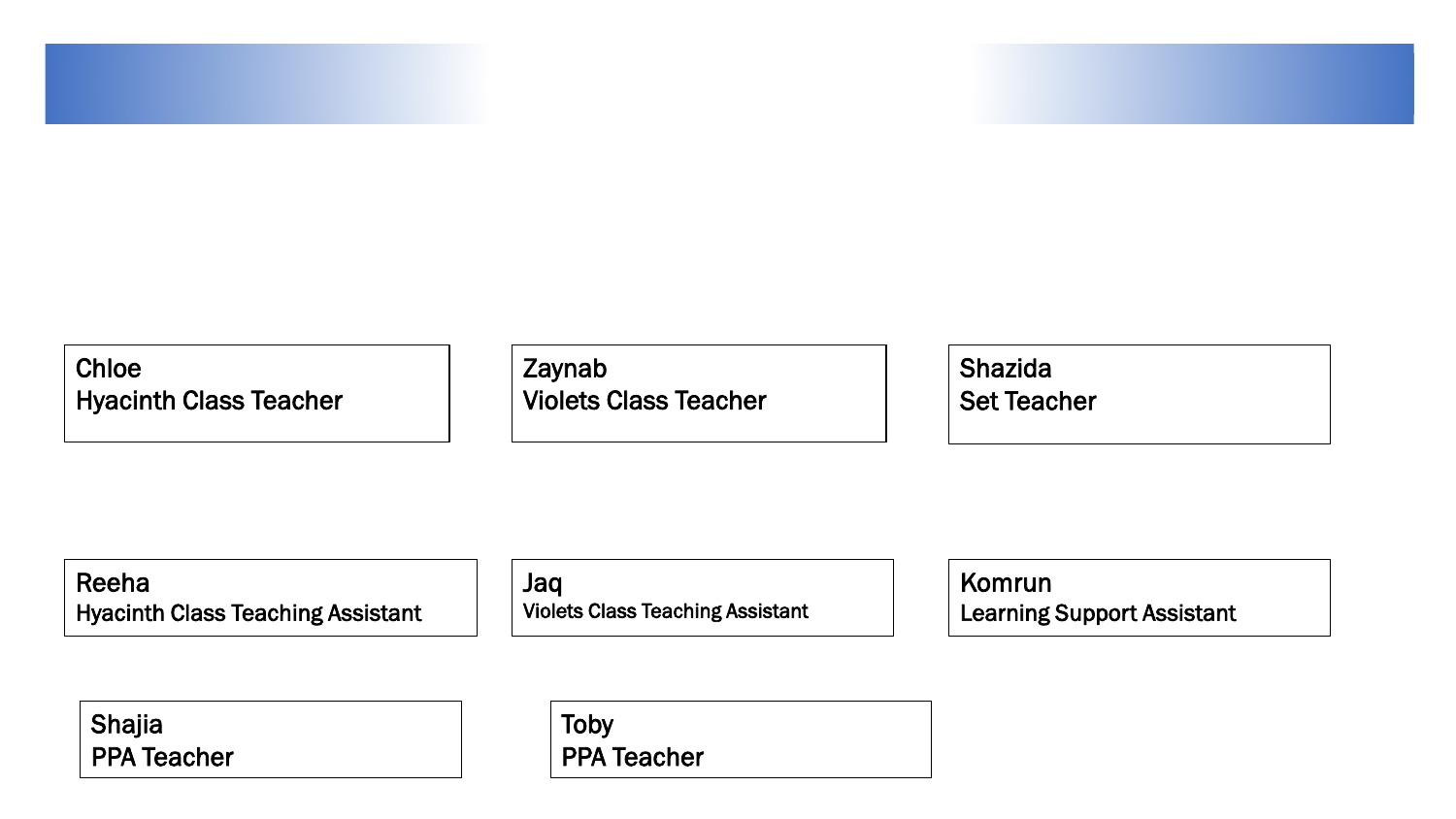Chloe
Hyacinth Class Teacher

Zaynab
Violets Class Teacher

Shazida
Set Teacher

Reeha
Hyacinth Class Teaching Assistant

Jaq
Violets Class Teaching Assistant

Komrun
Learning Support Assistant

Shajia
PPA Teacher

Toby
PPA Teacher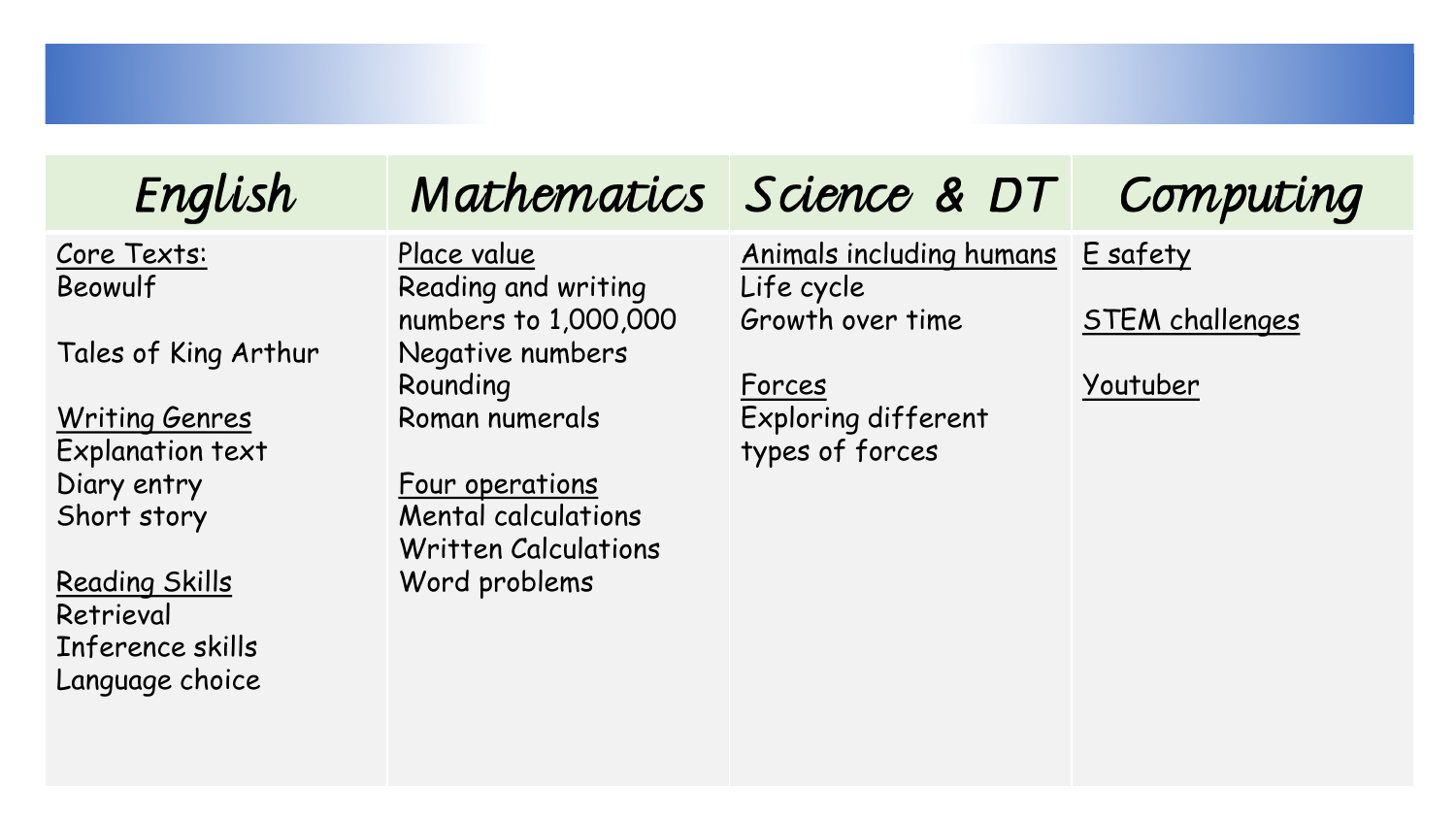| English | Mathematics | Science & DT | Computing |
|---|---|---|---|
| <u>Core Texts:</u><br>Beowulf<br><br>Tales of King Arthur<br><br><u>Writing Genres</u><br>Explanation text<br>Diary entry<br>Short story<br><br><u>Reading Skills</u><br>Retrieval<br>Inference skills<br>Language choice | <u>Place value</u><br>Reading and writing numbers to 1,000,000<br>Negative numbers<br>Rounding<br>Roman numerals<br><br><u>Four operations</u><br>Mental calculations<br>Written Calculations<br>Word problems | <u>Animals including humans</u><br>Life cycle<br>Growth over time<br><br><u>Forces</u><br>Exploring different types of forces | <u>E safety</u><br><br><u>STEM challenges</u><br><br><u>Youtuber</u> |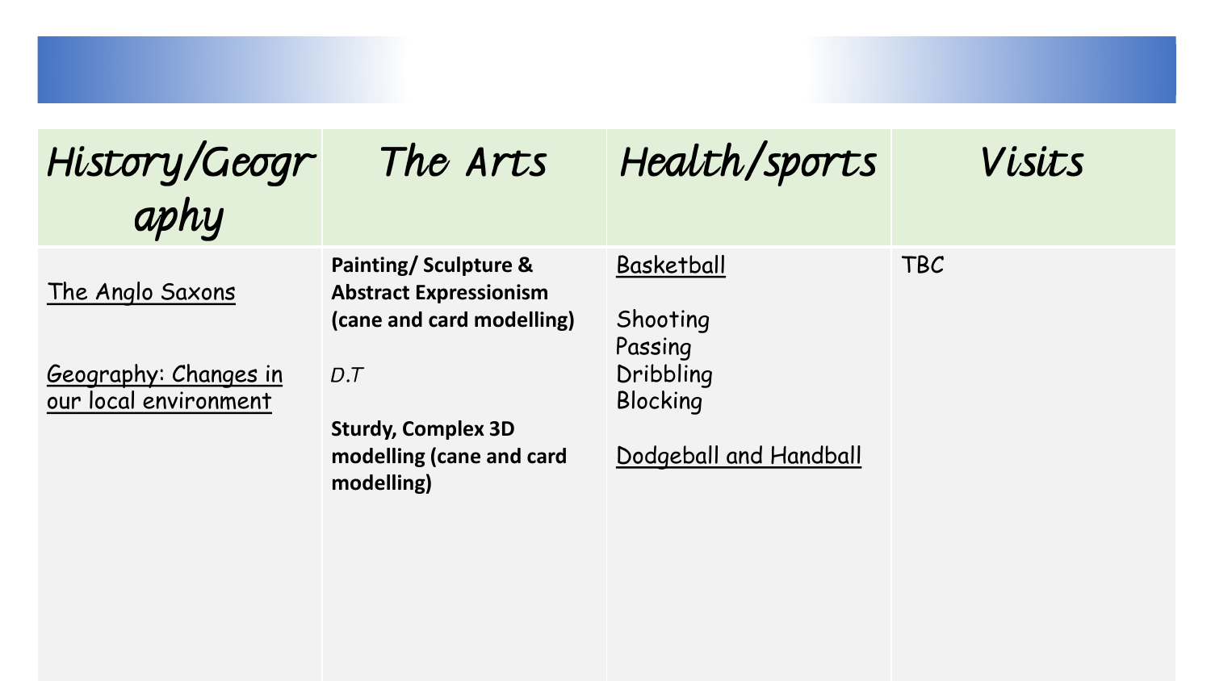| *History/Geography* | *The Arts* | *Health/sports* | *Visits* |
| --- | --- | --- | --- |
| The Anglo Saxons<br><br>Geography: Changes in our local environment | **Painting/ Sculpture & Abstract Expressionism (cane and card modelling)**<br><br>*D.T*<br><br>**Sturdy, Complex 3D modelling (cane and card modelling)** | Basketball<br><br>Shooting<br>Passing<br>Dribbling<br>Blocking<br><br>Dodgeball and Handball | TBC |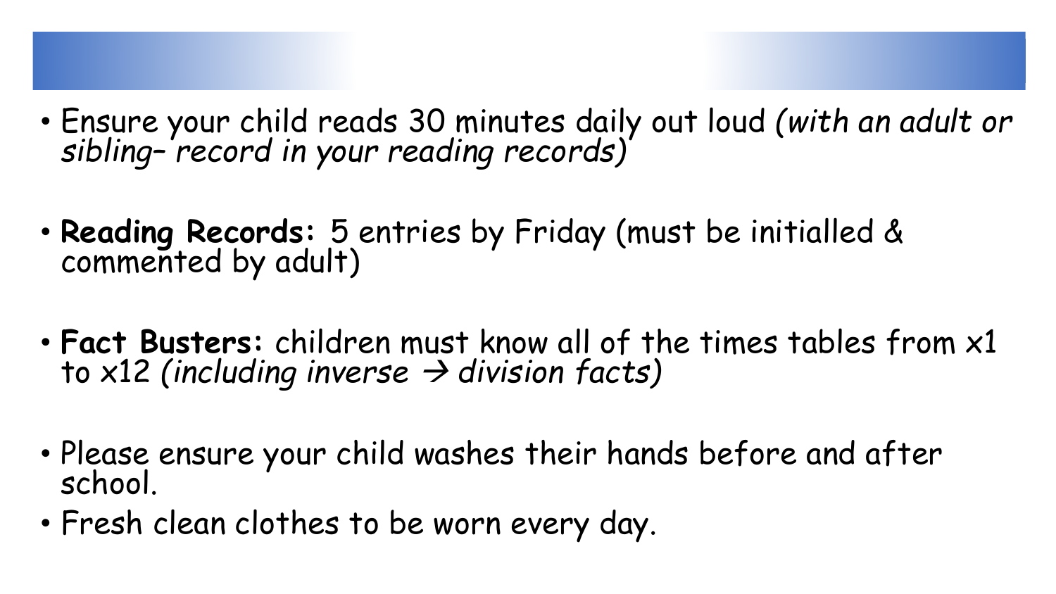- Ensure your child reads 30 minutes daily out loud *(with an adult or sibling– record in your reading records)*

- **Reading Records:** 5 entries by Friday (must be initialled & commented by adult)

- **Fact Busters:** children must know all of the times tables from x1 to x12 *(including inverse → division facts)*

- Please ensure your child washes their hands before and after school.
- Fresh clean clothes to be worn every day.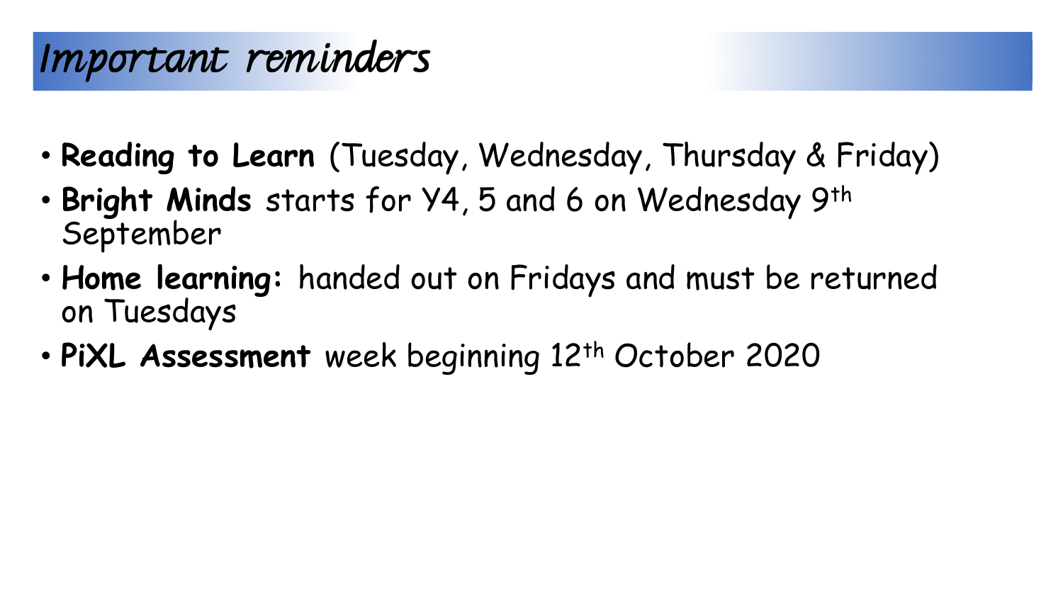# *Important reminders*

- **Reading to Learn** (Tuesday, Wednesday, Thursday & Friday)
- **Bright Minds** starts for Y4, 5 and 6 on Wednesday 9th September
- **Home learning:** handed out on Fridays and must be returned on Tuesdays
- **PiXL Assessment** week beginning 12th October 2020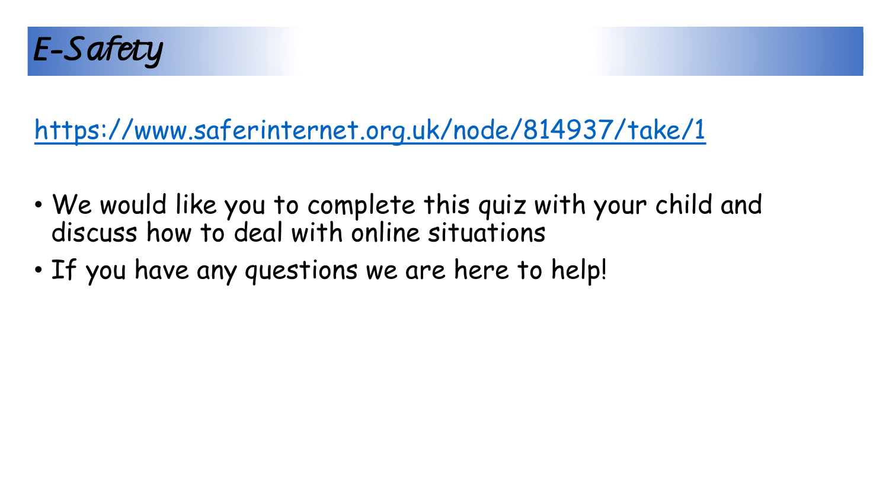# *E-Safety*

https://www.saferinternet.org.uk/node/814937/take/1

- We would like you to complete this quiz with your child and discuss how to deal with online situations
- If you have any questions we are here to help!